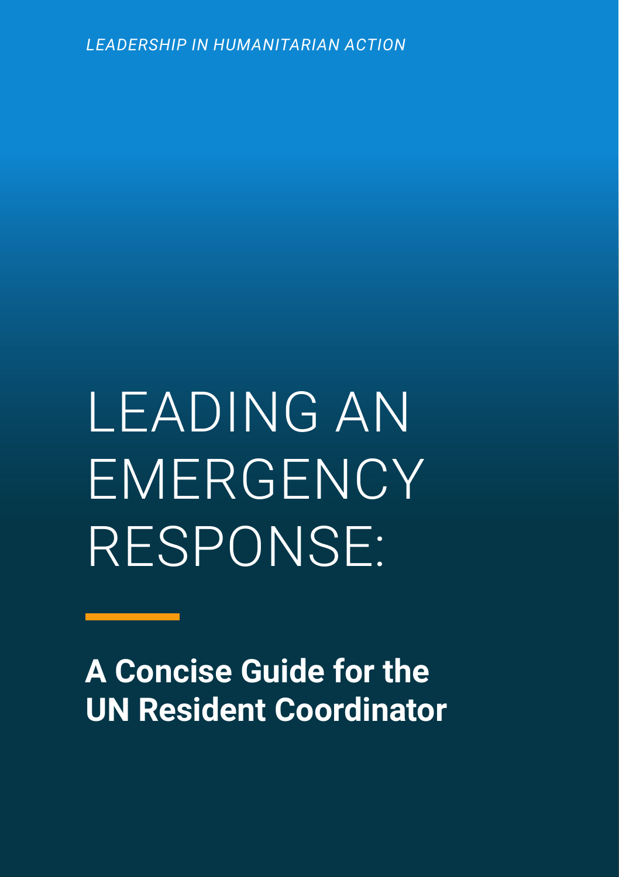*LEADERSHIP IN HUMANITARIAN ACTION*

# LEADING AN EMERGENCY RESPONSE:

## A Concise Guide for the UN Resident Coordinator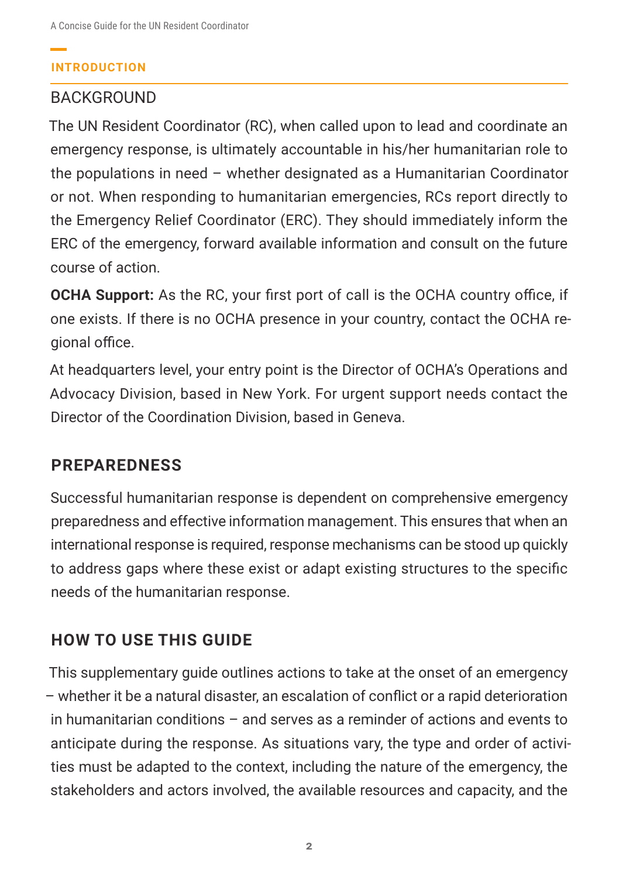## INTRODUCTION

### BACKGROUND

The UN Resident Coordinator (RC), when called upon to lead and coordinate an emergency response, is ultimately accountable in his/her humanitarian role to the populations in need – whether designated as a Humanitarian Coordinator or not. When responding to humanitarian emergencies, RCs report directly to the Emergency Relief Coordinator (ERC). They should immediately inform the ERC of the emergency, forward available information and consult on the future course of action.

**OCHA Support:** As the RC, your first port of call is the OCHA country office, if one exists. If there is no OCHA presence in your country, contact the OCHA regional office.

At headquarters level, your entry point is the Director of OCHA's Operations and Advocacy Division, based in New York. For urgent support needs contact the Director of the Coordination Division, based in Geneva.

### PREPAREDNESS

Successful humanitarian response is dependent on comprehensive emergency preparedness and effective information management. This ensures that when an international response is required, response mechanisms can be stood up quickly to address gaps where these exist or adapt existing structures to the specific needs of the humanitarian response.

### HOW TO USE THIS GUIDE

This supplementary guide outlines actions to take at the onset of an emergency – whether it be a natural disaster, an escalation of conflict or a rapid deterioration in humanitarian conditions – and serves as a reminder of actions and events to anticipate during the response. As situations vary, the type and order of activities must be adapted to the context, including the nature of the emergency, the stakeholders and actors involved, the available resources and capacity, and the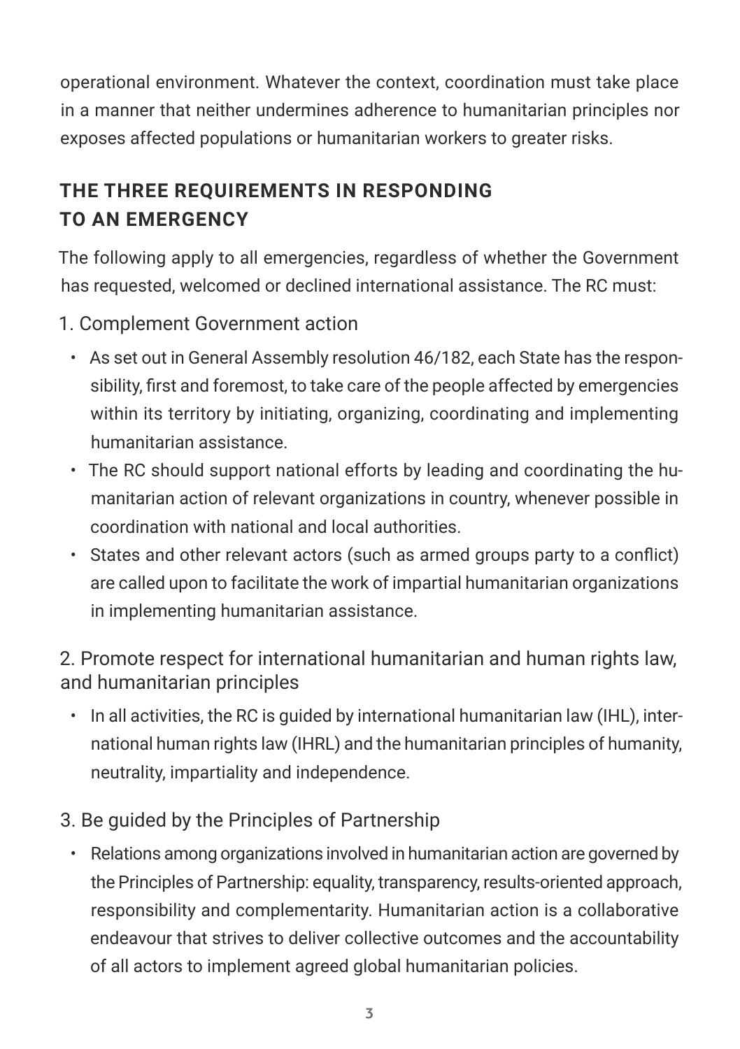operational environment. Whatever the context, coordination must take place in a manner that neither undermines adherence to humanitarian principles nor exposes affected populations or humanitarian workers to greater risks.

## THE THREE REQUIREMENTS IN RESPONDING TO AN EMERGENCY

The following apply to all emergencies, regardless of whether the Government has requested, welcomed or declined international assistance. The RC must:

### 1. Complement Government action

- As set out in General Assembly resolution 46/182, each State has the responsibility, first and foremost, to take care of the people affected by emergencies within its territory by initiating, organizing, coordinating and implementing humanitarian assistance.
- The RC should support national efforts by leading and coordinating the humanitarian action of relevant organizations in country, whenever possible in coordination with national and local authorities.
- States and other relevant actors (such as armed groups party to a conflict) are called upon to facilitate the work of impartial humanitarian organizations in implementing humanitarian assistance.

### 2. Promote respect for international humanitarian and human rights law, and humanitarian principles

- In all activities, the RC is guided by international humanitarian law (IHL), international human rights law (IHRL) and the humanitarian principles of humanity, neutrality, impartiality and independence.

### 3. Be guided by the Principles of Partnership

- Relations among organizations involved in humanitarian action are governed by the Principles of Partnership: equality, transparency, results-oriented approach, responsibility and complementarity. Humanitarian action is a collaborative endeavour that strives to deliver collective outcomes and the accountability of all actors to implement agreed global humanitarian policies.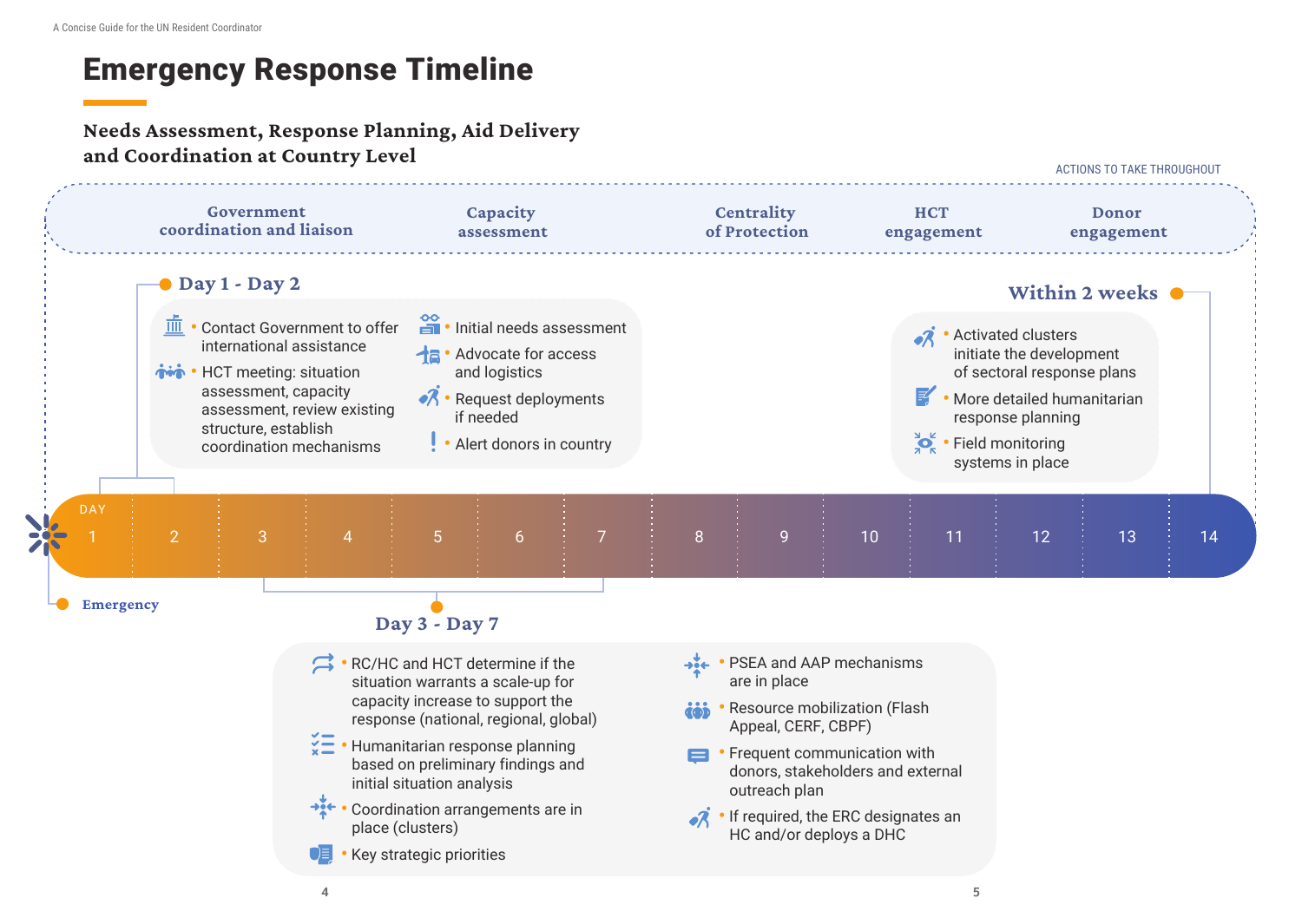# Emergency Response Timeline

### Needs Assessment, Response Planning, Aid Delivery and Coordination at Country Level

**ACTIONS TO TAKE THROUGHOUT**

- Government coordination and liaison
- Capacity assessment
- Centrality of Protection
- HCT engagement
- Donor engagement

**Emergency**

DAY 1 2 3 4 5 6 7 8 9 10 11 12 13 14

## Day 1 - Day 2

- Contact Government to offer international assistance
- HCT meeting: situation assessment, capacity assessment, review existing structure, establish coordination mechanisms
- Initial needs assessment
- Advocate for access and logistics
- Request deployments if needed
- Alert donors in country

## Day 3 - Day 7

- RC/HC and HCT determine if the situation warrants a scale-up for capacity increase to support the response (national, regional, global)
- Humanitarian response planning based on preliminary findings and initial situation analysis
- Coordination arrangements are in place (clusters)
- Key strategic priorities
- PSEA and AAP mechanisms are in place
- Resource mobilization (Flash Appeal, CERF, CBPF)
- Frequent communication with donors, stakeholders and external outreach plan
- If required, the ERC designates an HC and/or deploys a DHC

## Within 2 weeks

- Activated clusters initiate the development of sectoral response plans
- More detailed humanitarian response planning
- Field monitoring systems in place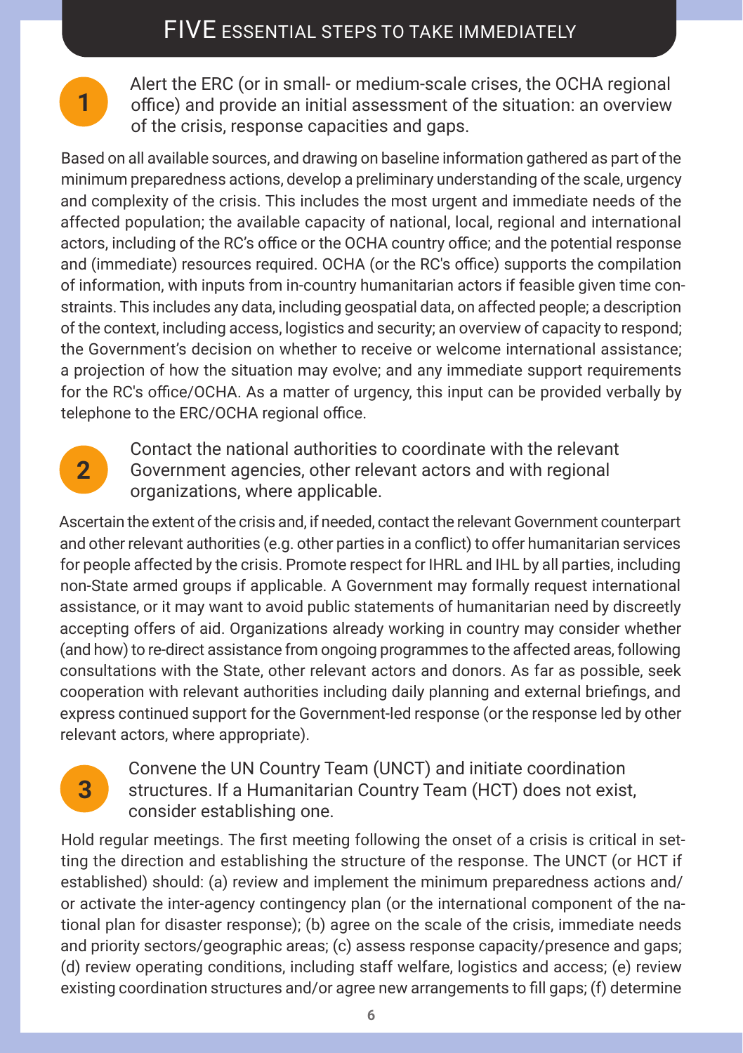## FIVE ESSENTIAL STEPS TO TAKE IMMEDIATELY

### 1 Alert the ERC (or in small- or medium-scale crises, the OCHA regional office) and provide an initial assessment of the situation: an overview of the crisis, response capacities and gaps.

Based on all available sources, and drawing on baseline information gathered as part of the minimum preparedness actions, develop a preliminary understanding of the scale, urgency and complexity of the crisis. This includes the most urgent and immediate needs of the affected population; the available capacity of national, local, regional and international actors, including of the RC's office or the OCHA country office; and the potential response and (immediate) resources required. OCHA (or the RC's office) supports the compilation of information, with inputs from in-country humanitarian actors if feasible given time constraints. This includes any data, including geospatial data, on affected people; a description of the context, including access, logistics and security; an overview of capacity to respond; the Government's decision on whether to receive or welcome international assistance; a projection of how the situation may evolve; and any immediate support requirements for the RC's office/OCHA. As a matter of urgency, this input can be provided verbally by telephone to the ERC/OCHA regional office.

### 2 Contact the national authorities to coordinate with the relevant Government agencies, other relevant actors and with regional organizations, where applicable.

Ascertain the extent of the crisis and, if needed, contact the relevant Government counterpart and other relevant authorities (e.g. other parties in a conflict) to offer humanitarian services for people affected by the crisis. Promote respect for IHRL and IHL by all parties, including non-State armed groups if applicable. A Government may formally request international assistance, or it may want to avoid public statements of humanitarian need by discreetly accepting offers of aid. Organizations already working in country may consider whether (and how) to re-direct assistance from ongoing programmes to the affected areas, following consultations with the State, other relevant actors and donors. As far as possible, seek cooperation with relevant authorities including daily planning and external briefings, and express continued support for the Government-led response (or the response led by other relevant actors, where appropriate).

### 3 Convene the UN Country Team (UNCT) and initiate coordination structures. If a Humanitarian Country Team (HCT) does not exist, consider establishing one.

Hold regular meetings. The first meeting following the onset of a crisis is critical in setting the direction and establishing the structure of the response. The UNCT (or HCT if established) should: (a) review and implement the minimum preparedness actions and/or activate the inter-agency contingency plan (or the international component of the national plan for disaster response); (b) agree on the scale of the crisis, immediate needs and priority sectors/geographic areas; (c) assess response capacity/presence and gaps; (d) review operating conditions, including staff welfare, logistics and access; (e) review existing coordination structures and/or agree new arrangements to fill gaps; (f) determine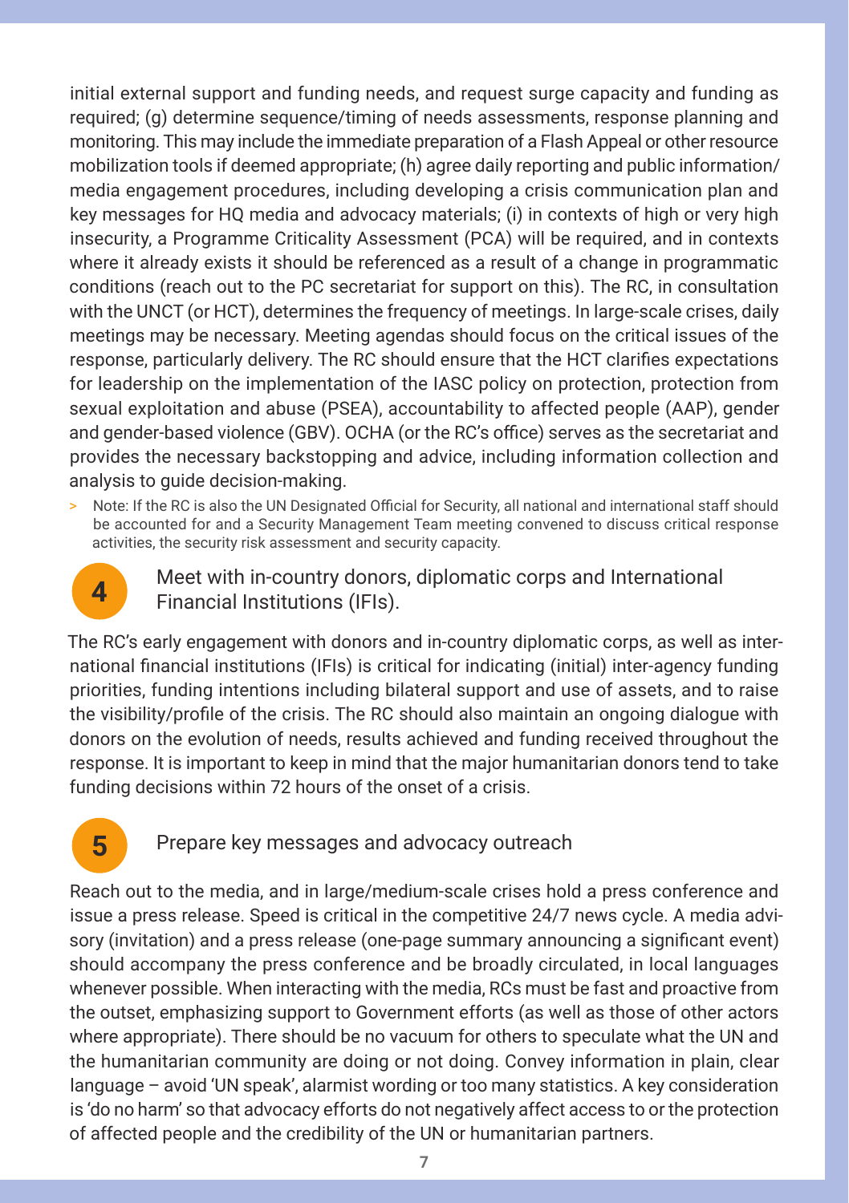initial external support and funding needs, and request surge capacity and funding as required; (g) determine sequence/timing of needs assessments, response planning and monitoring. This may include the immediate preparation of a Flash Appeal or other resource mobilization tools if deemed appropriate; (h) agree daily reporting and public information/ media engagement procedures, including developing a crisis communication plan and key messages for HQ media and advocacy materials; (i) in contexts of high or very high insecurity, a Programme Criticality Assessment (PCA) will be required, and in contexts where it already exists it should be referenced as a result of a change in programmatic conditions (reach out to the PC secretariat for support on this). The RC, in consultation with the UNCT (or HCT), determines the frequency of meetings. In large-scale crises, daily meetings may be necessary. Meeting agendas should focus on the critical issues of the response, particularly delivery. The RC should ensure that the HCT clarifies expectations for leadership on the implementation of the IASC policy on protection, protection from sexual exploitation and abuse (PSEA), accountability to affected people (AAP), gender and gender-based violence (GBV). OCHA (or the RC's office) serves as the secretariat and provides the necessary backstopping and advice, including information collection and analysis to guide decision-making.

> Note: If the RC is also the UN Designated Official for Security, all national and international staff should be accounted for and a Security Management Team meeting convened to discuss critical response activities, the security risk assessment and security capacity.

## 4 Meet with in-country donors, diplomatic corps and International Financial Institutions (IFIs).

The RC's early engagement with donors and in-country diplomatic corps, as well as international financial institutions (IFIs) is critical for indicating (initial) inter-agency funding priorities, funding intentions including bilateral support and use of assets, and to raise the visibility/profile of the crisis. The RC should also maintain an ongoing dialogue with donors on the evolution of needs, results achieved and funding received throughout the response. It is important to keep in mind that the major humanitarian donors tend to take funding decisions within 72 hours of the onset of a crisis.

## 5 Prepare key messages and advocacy outreach

Reach out to the media, and in large/medium-scale crises hold a press conference and issue a press release. Speed is critical in the competitive 24/7 news cycle. A media advisory (invitation) and a press release (one-page summary announcing a significant event) should accompany the press conference and be broadly circulated, in local languages whenever possible. When interacting with the media, RCs must be fast and proactive from the outset, emphasizing support to Government efforts (as well as those of other actors where appropriate). There should be no vacuum for others to speculate what the UN and the humanitarian community are doing or not doing. Convey information in plain, clear language – avoid 'UN speak', alarmist wording or too many statistics. A key consideration is 'do no harm' so that advocacy efforts do not negatively affect access to or the protection of affected people and the credibility of the UN or humanitarian partners.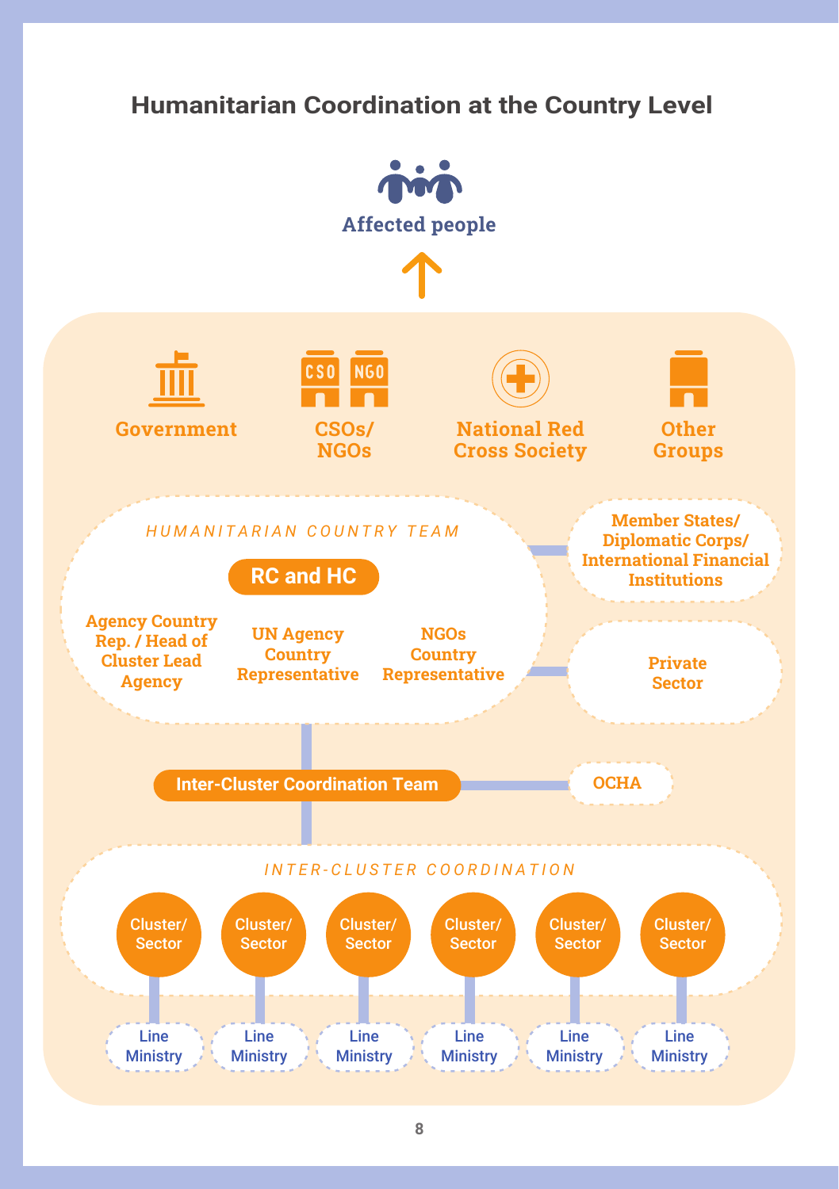# Humanitarian Coordination at the Country Level

Affected people

Government

CSOs/ NGOs

National Red Cross Society

Other Groups

HUMANITARIAN COUNTRY TEAM

RC and HC

Agency Country Rep. / Head of Cluster Lead Agency

UN Agency Country Representative

NGOs Country Representative

Member States/ Diplomatic Corps/ International Financial Institutions

Private Sector

Inter-Cluster Coordination Team

OCHA

INTER-CLUSTER COORDINATION

Cluster/ Sector — Line Ministry

Cluster/ Sector — Line Ministry

Cluster/ Sector — Line Ministry

Cluster/ Sector — Line Ministry

Cluster/ Sector — Line Ministry

Cluster/ Sector — Line Ministry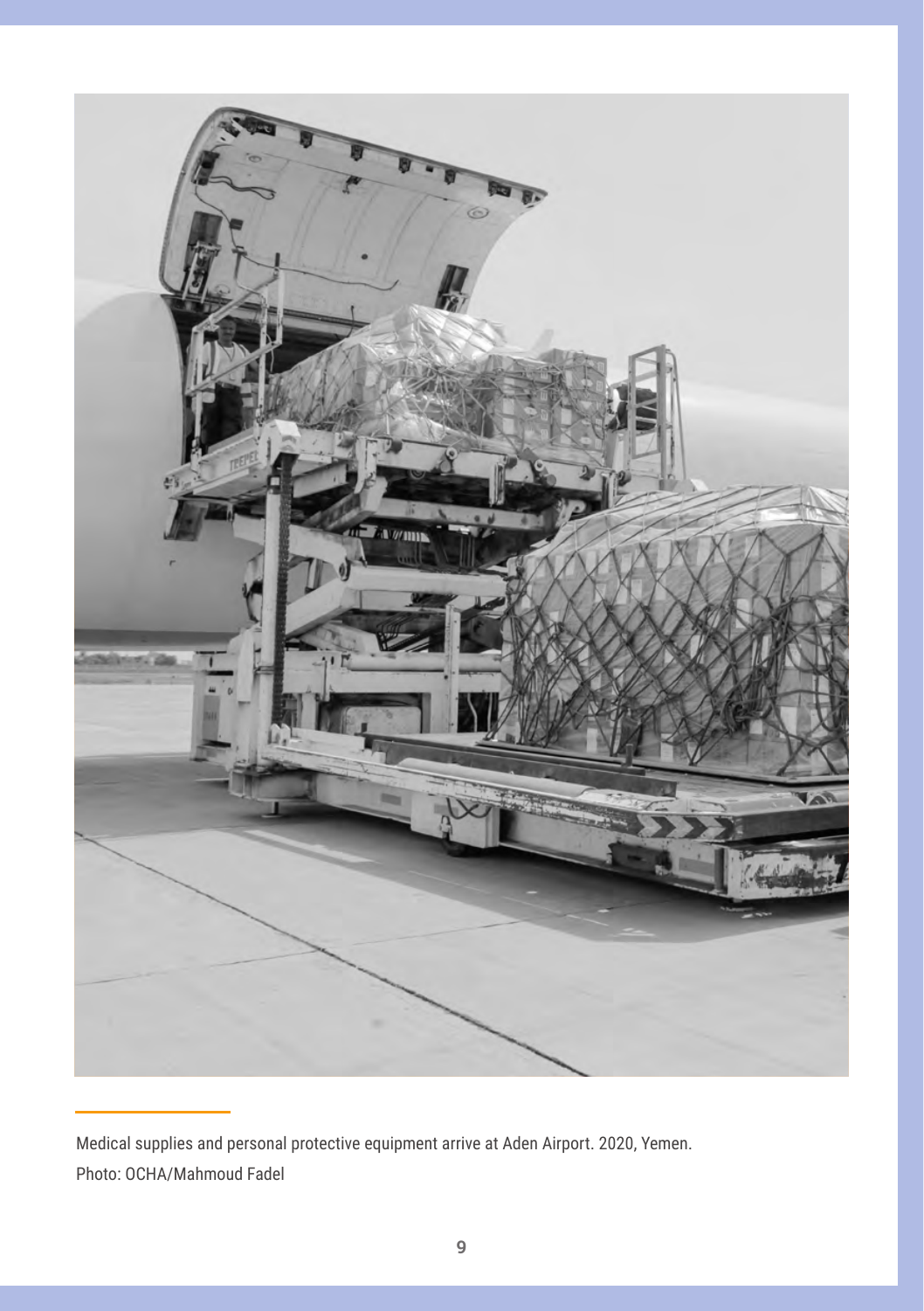Medical supplies and personal protective equipment arrive at Aden Airport. 2020, Yemen.
Photo: OCHA/Mahmoud Fadel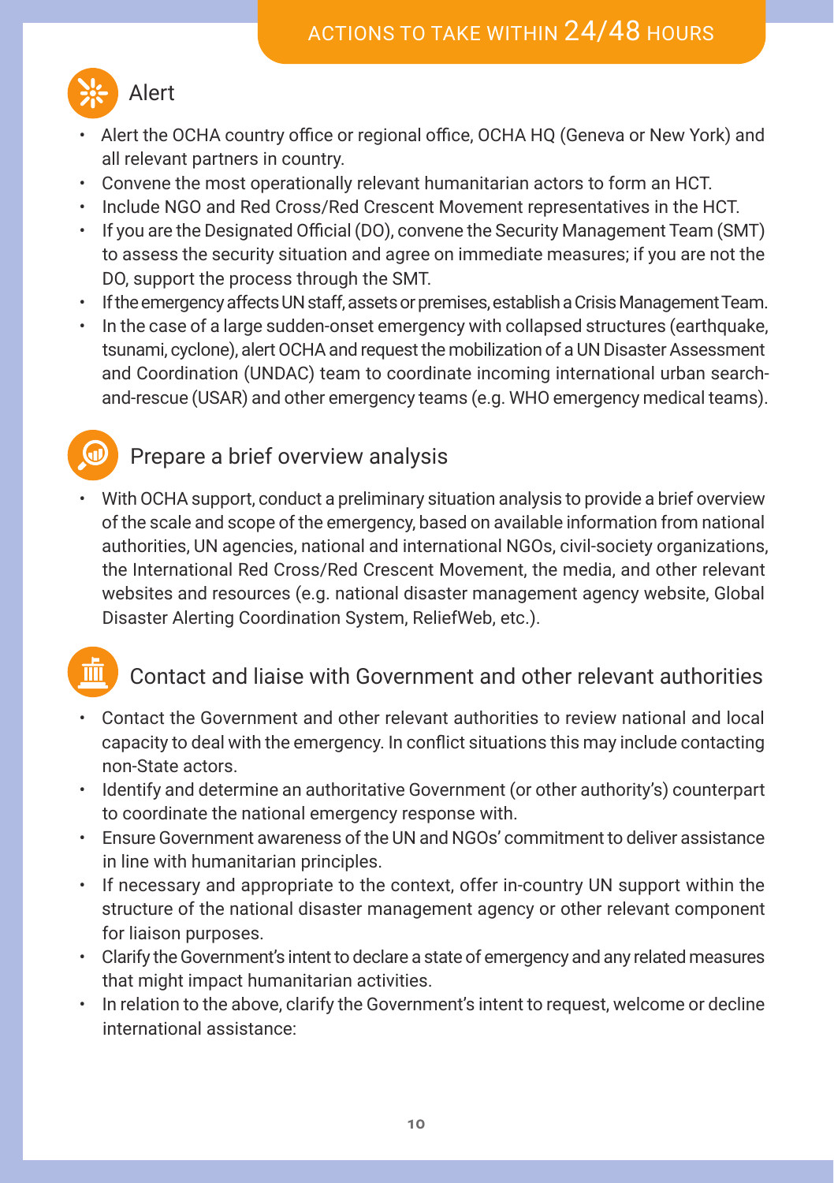## ACTIONS TO TAKE WITHIN 24/48 HOURS

### Alert

- Alert the OCHA country office or regional office, OCHA HQ (Geneva or New York) and all relevant partners in country.
- Convene the most operationally relevant humanitarian actors to form an HCT.
- Include NGO and Red Cross/Red Crescent Movement representatives in the HCT.
- If you are the Designated Official (DO), convene the Security Management Team (SMT) to assess the security situation and agree on immediate measures; if you are not the DO, support the process through the SMT.
- If the emergency affects UN staff, assets or premises, establish a Crisis Management Team.
- In the case of a large sudden-onset emergency with collapsed structures (earthquake, tsunami, cyclone), alert OCHA and request the mobilization of a UN Disaster Assessment and Coordination (UNDAC) team to coordinate incoming international urban search-and-rescue (USAR) and other emergency teams (e.g. WHO emergency medical teams).

### Prepare a brief overview analysis

- With OCHA support, conduct a preliminary situation analysis to provide a brief overview of the scale and scope of the emergency, based on available information from national authorities, UN agencies, national and international NGOs, civil-society organizations, the International Red Cross/Red Crescent Movement, the media, and other relevant websites and resources (e.g. national disaster management agency website, Global Disaster Alerting Coordination System, ReliefWeb, etc.).

### Contact and liaise with Government and other relevant authorities

- Contact the Government and other relevant authorities to review national and local capacity to deal with the emergency. In conflict situations this may include contacting non-State actors.
- Identify and determine an authoritative Government (or other authority's) counterpart to coordinate the national emergency response with.
- Ensure Government awareness of the UN and NGOs' commitment to deliver assistance in line with humanitarian principles.
- If necessary and appropriate to the context, offer in-country UN support within the structure of the national disaster management agency or other relevant component for liaison purposes.
- Clarify the Government's intent to declare a state of emergency and any related measures that might impact humanitarian activities.
- In relation to the above, clarify the Government's intent to request, welcome or decline international assistance: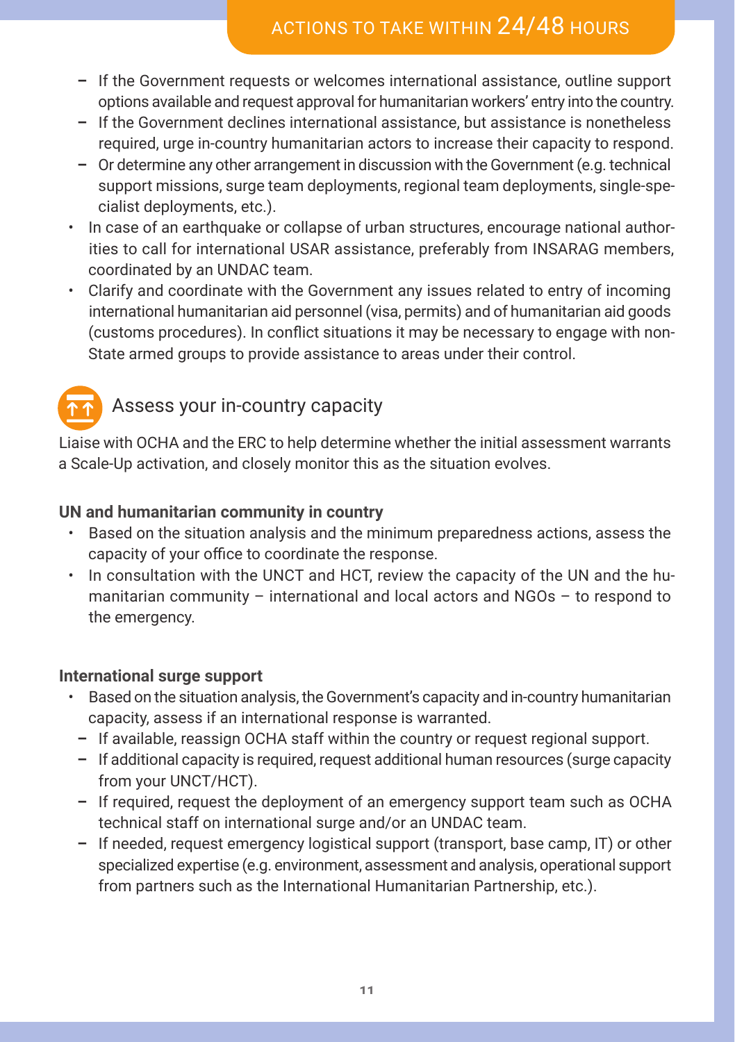## ACTIONS TO TAKE WITHIN 24/48 HOURS

  - If the Government requests or welcomes international assistance, outline support options available and request approval for humanitarian workers' entry into the country.
  - If the Government declines international assistance, but assistance is nonetheless required, urge in-country humanitarian actors to increase their capacity to respond.
  - Or determine any other arrangement in discussion with the Government (e.g. technical support missions, surge team deployments, regional team deployments, single-specialist deployments, etc.).
- In case of an earthquake or collapse of urban structures, encourage national authorities to call for international USAR assistance, preferably from INSARAG members, coordinated by an UNDAC team.
- Clarify and coordinate with the Government any issues related to entry of incoming international humanitarian aid personnel (visa, permits) and of humanitarian aid goods (customs procedures). In conflict situations it may be necessary to engage with non-State armed groups to provide assistance to areas under their control.

## Assess your in-country capacity

Liaise with OCHA and the ERC to help determine whether the initial assessment warrants a Scale-Up activation, and closely monitor this as the situation evolves.

**UN and humanitarian community in country**

- Based on the situation analysis and the minimum preparedness actions, assess the capacity of your office to coordinate the response.
- In consultation with the UNCT and HCT, review the capacity of the UN and the humanitarian community – international and local actors and NGOs – to respond to the emergency.

**International surge support**

- Based on the situation analysis, the Government's capacity and in-country humanitarian capacity, assess if an international response is warranted.
  - If available, reassign OCHA staff within the country or request regional support.
  - If additional capacity is required, request additional human resources (surge capacity from your UNCT/HCT).
  - If required, request the deployment of an emergency support team such as OCHA technical staff on international surge and/or an UNDAC team.
  - If needed, request emergency logistical support (transport, base camp, IT) or other specialized expertise (e.g. environment, assessment and analysis, operational support from partners such as the International Humanitarian Partnership, etc.).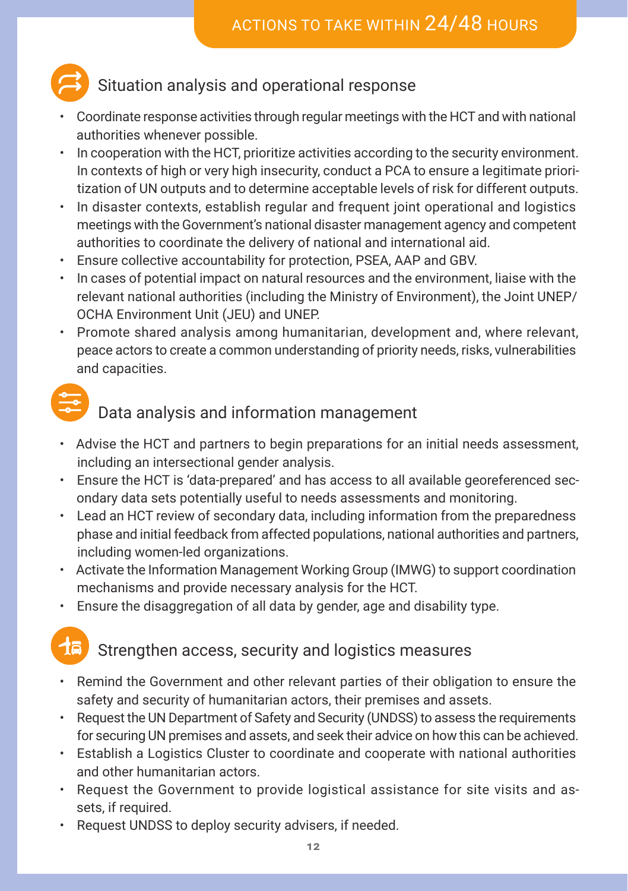## ACTIONS TO TAKE WITHIN 24/48 HOURS

### Situation analysis and operational response

- Coordinate response activities through regular meetings with the HCT and with national authorities whenever possible.
- In cooperation with the HCT, prioritize activities according to the security environment. In contexts of high or very high insecurity, conduct a PCA to ensure a legitimate prioritization of UN outputs and to determine acceptable levels of risk for different outputs.
- In disaster contexts, establish regular and frequent joint operational and logistics meetings with the Government's national disaster management agency and competent authorities to coordinate the delivery of national and international aid.
- Ensure collective accountability for protection, PSEA, AAP and GBV.
- In cases of potential impact on natural resources and the environment, liaise with the relevant national authorities (including the Ministry of Environment), the Joint UNEP/OCHA Environment Unit (JEU) and UNEP.
- Promote shared analysis among humanitarian, development and, where relevant, peace actors to create a common understanding of priority needs, risks, vulnerabilities and capacities.

### Data analysis and information management

- Advise the HCT and partners to begin preparations for an initial needs assessment, including an intersectional gender analysis.
- Ensure the HCT is 'data-prepared' and has access to all available georeferenced secondary data sets potentially useful to needs assessments and monitoring.
- Lead an HCT review of secondary data, including information from the preparedness phase and initial feedback from affected populations, national authorities and partners, including women-led organizations.
- Activate the Information Management Working Group (IMWG) to support coordination mechanisms and provide necessary analysis for the HCT.
- Ensure the disaggregation of all data by gender, age and disability type.

### Strengthen access, security and logistics measures

- Remind the Government and other relevant parties of their obligation to ensure the safety and security of humanitarian actors, their premises and assets.
- Request the UN Department of Safety and Security (UNDSS) to assess the requirements for securing UN premises and assets, and seek their advice on how this can be achieved.
- Establish a Logistics Cluster to coordinate and cooperate with national authorities and other humanitarian actors.
- Request the Government to provide logistical assistance for site visits and assets, if required.
- Request UNDSS to deploy security advisers, if needed.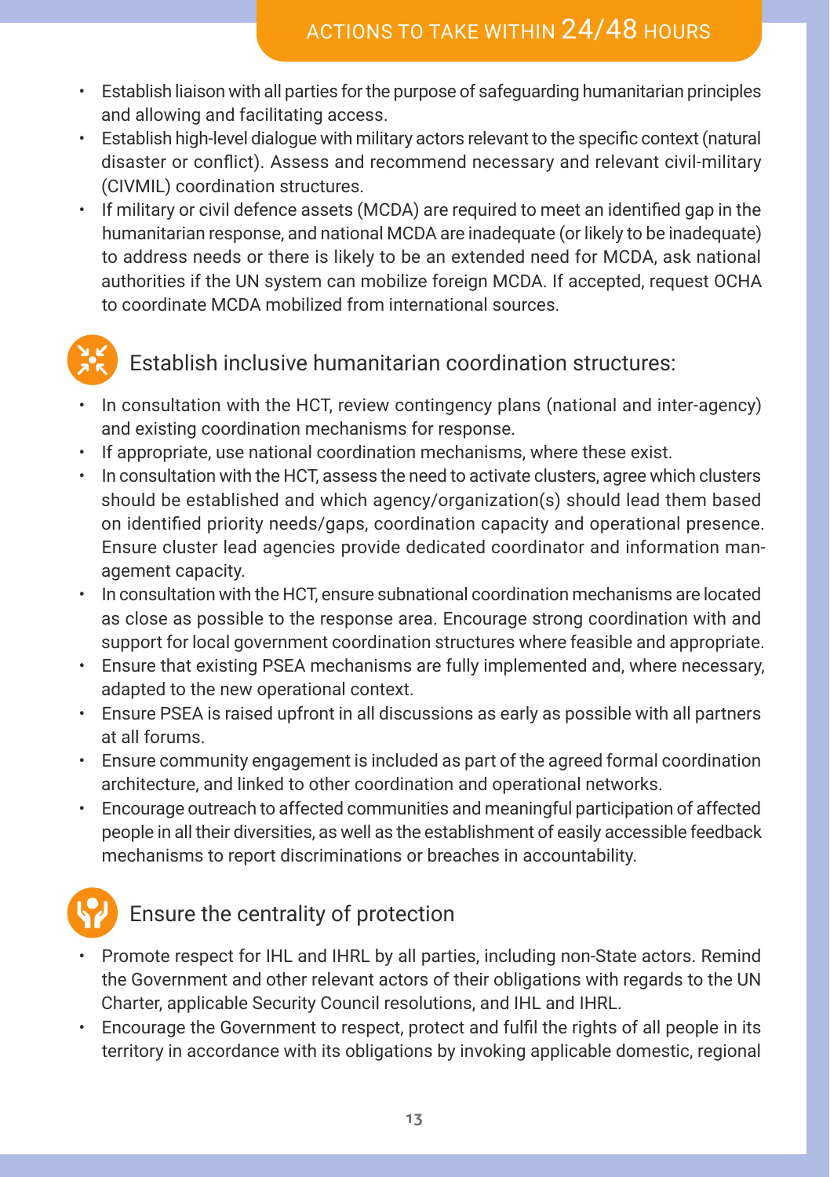## ACTIONS TO TAKE WITHIN 24/48 HOURS

- Establish liaison with all parties for the purpose of safeguarding humanitarian principles and allowing and facilitating access.
- Establish high-level dialogue with military actors relevant to the specific context (natural disaster or conflict). Assess and recommend necessary and relevant civil-military (CIVMIL) coordination structures.
- If military or civil defence assets (MCDA) are required to meet an identified gap in the humanitarian response, and national MCDA are inadequate (or likely to be inadequate) to address needs or there is likely to be an extended need for MCDA, ask national authorities if the UN system can mobilize foreign MCDA. If accepted, request OCHA to coordinate MCDA mobilized from international sources.

### Establish inclusive humanitarian coordination structures:

- In consultation with the HCT, review contingency plans (national and inter-agency) and existing coordination mechanisms for response.
- If appropriate, use national coordination mechanisms, where these exist.
- In consultation with the HCT, assess the need to activate clusters, agree which clusters should be established and which agency/organization(s) should lead them based on identified priority needs/gaps, coordination capacity and operational presence. Ensure cluster lead agencies provide dedicated coordinator and information management capacity.
- In consultation with the HCT, ensure subnational coordination mechanisms are located as close as possible to the response area. Encourage strong coordination with and support for local government coordination structures where feasible and appropriate.
- Ensure that existing PSEA mechanisms are fully implemented and, where necessary, adapted to the new operational context.
- Ensure PSEA is raised upfront in all discussions as early as possible with all partners at all forums.
- Ensure community engagement is included as part of the agreed formal coordination architecture, and linked to other coordination and operational networks.
- Encourage outreach to affected communities and meaningful participation of affected people in all their diversities, as well as the establishment of easily accessible feedback mechanisms to report discriminations or breaches in accountability.

### Ensure the centrality of protection

- Promote respect for IHL and IHRL by all parties, including non-State actors. Remind the Government and other relevant actors of their obligations with regards to the UN Charter, applicable Security Council resolutions, and IHL and IHRL.
- Encourage the Government to respect, protect and fulfil the rights of all people in its territory in accordance with its obligations by invoking applicable domestic, regional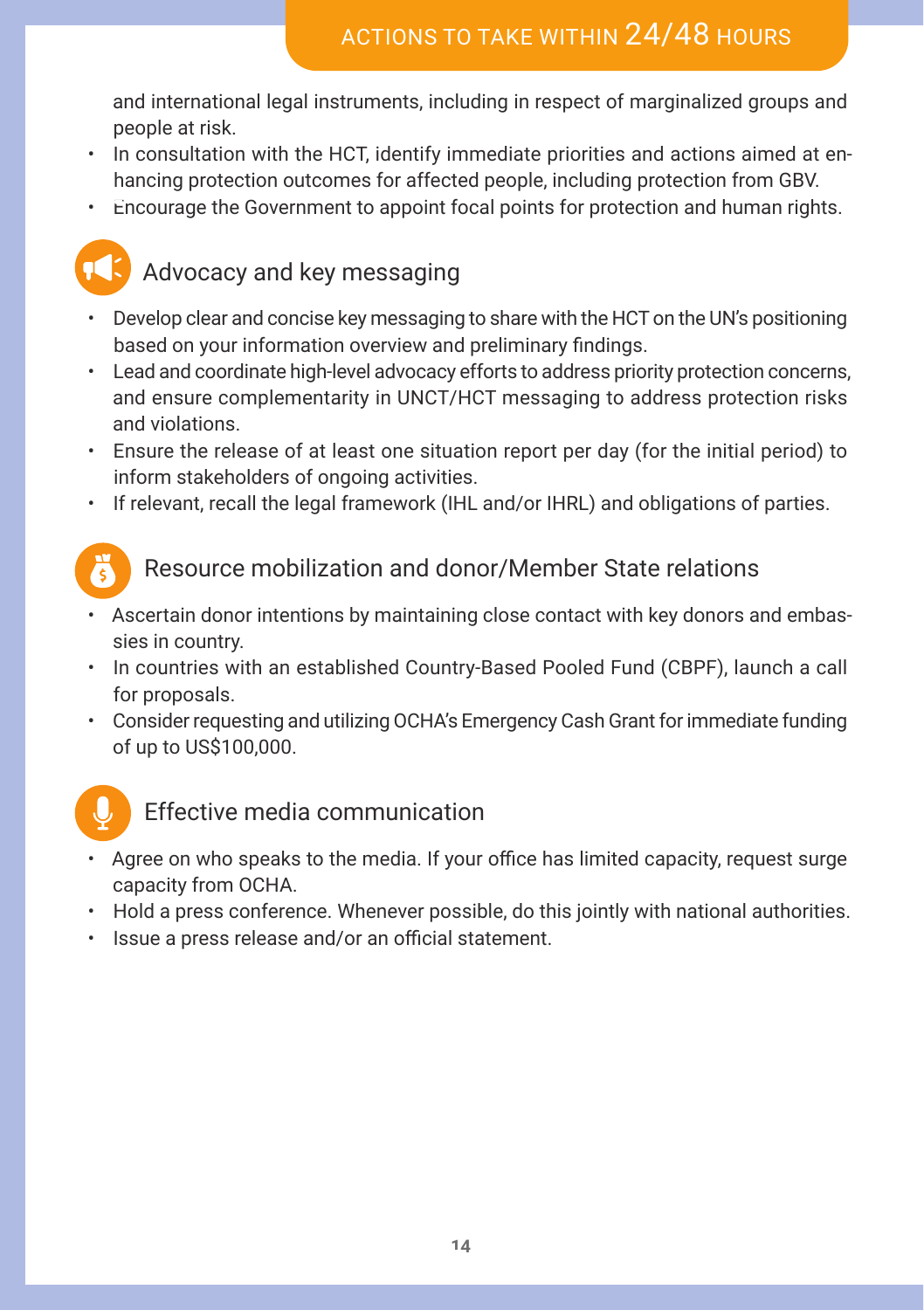and international legal instruments, including in respect of marginalized groups and people at risk.

- In consultation with the HCT, identify immediate priorities and actions aimed at enhancing protection outcomes for affected people, including protection from GBV.
- Encourage the Government to appoint focal points for protection and human rights.

## Advocacy and key messaging

- Develop clear and concise key messaging to share with the HCT on the UN's positioning based on your information overview and preliminary findings.
- Lead and coordinate high-level advocacy efforts to address priority protection concerns, and ensure complementarity in UNCT/HCT messaging to address protection risks and violations.
- Ensure the release of at least one situation report per day (for the initial period) to inform stakeholders of ongoing activities.
- If relevant, recall the legal framework (IHL and/or IHRL) and obligations of parties.

## Resource mobilization and donor/Member State relations

- Ascertain donor intentions by maintaining close contact with key donors and embassies in country.
- In countries with an established Country-Based Pooled Fund (CBPF), launch a call for proposals.
- Consider requesting and utilizing OCHA's Emergency Cash Grant for immediate funding of up to US$100,000.

## Effective media communication

- Agree on who speaks to the media. If your office has limited capacity, request surge capacity from OCHA.
- Hold a press conference. Whenever possible, do this jointly with national authorities.
- Issue a press release and/or an official statement.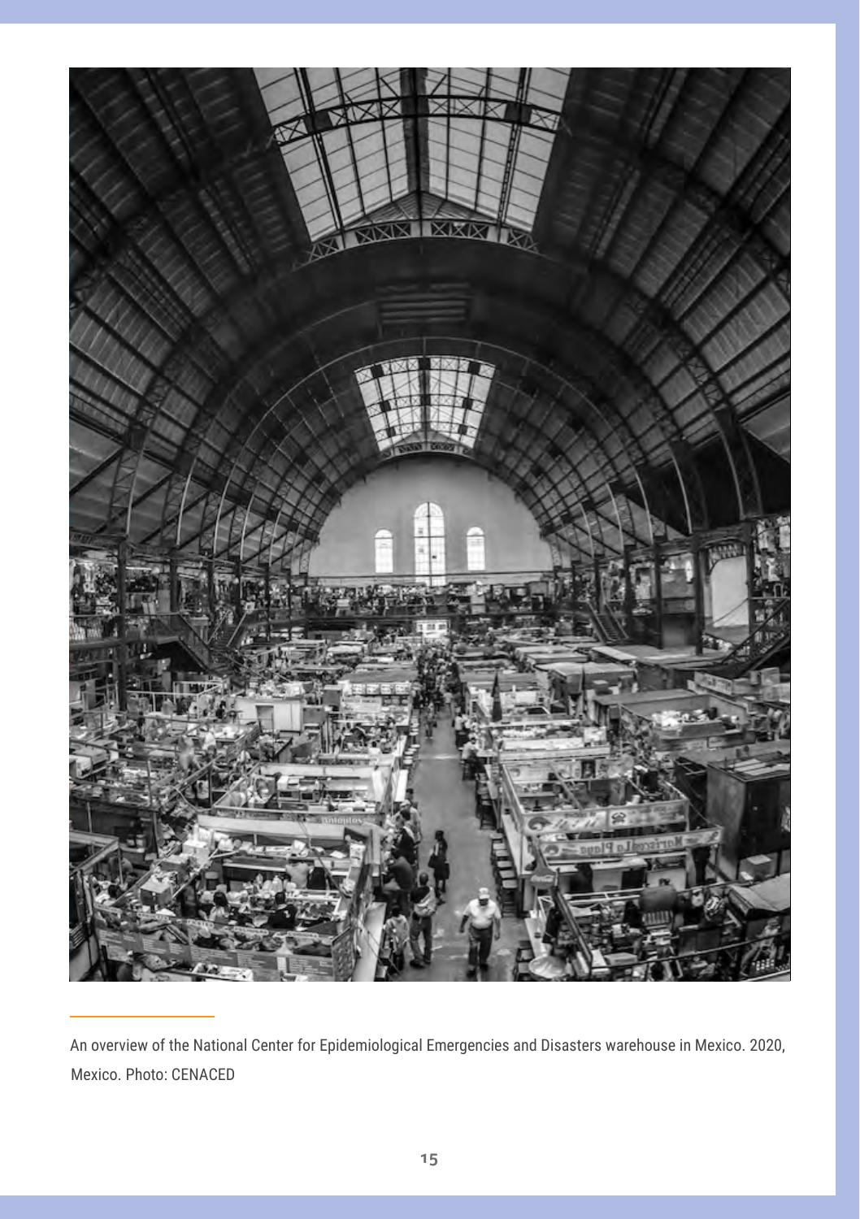An overview of the National Center for Epidemiological Emergencies and Disasters warehouse in Mexico. 2020, Mexico. Photo: CENACED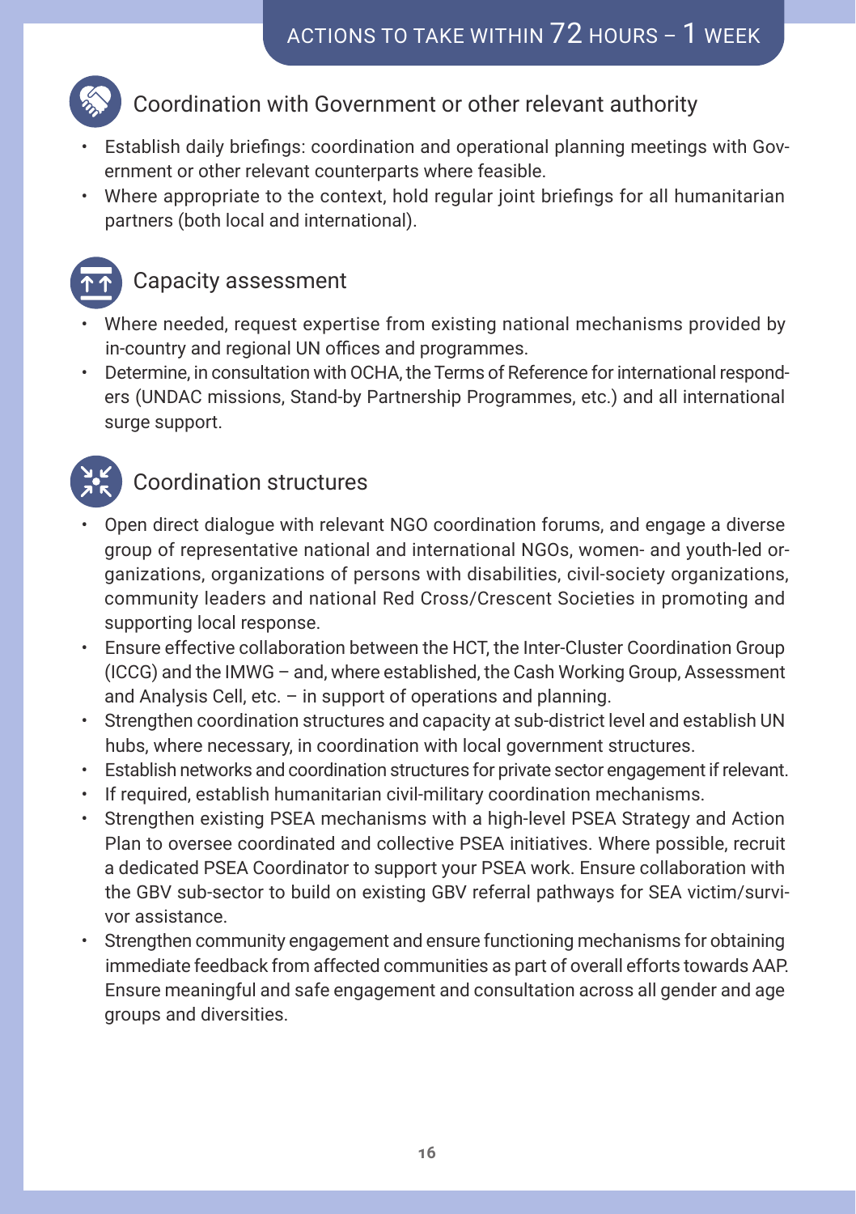## ACTIONS TO TAKE WITHIN 72 HOURS – 1 WEEK

### Coordination with Government or other relevant authority

- Establish daily briefings: coordination and operational planning meetings with Government or other relevant counterparts where feasible.
- Where appropriate to the context, hold regular joint briefings for all humanitarian partners (both local and international).

### Capacity assessment

- Where needed, request expertise from existing national mechanisms provided by in-country and regional UN offices and programmes.
- Determine, in consultation with OCHA, the Terms of Reference for international responders (UNDAC missions, Stand-by Partnership Programmes, etc.) and all international surge support.

### Coordination structures

- Open direct dialogue with relevant NGO coordination forums, and engage a diverse group of representative national and international NGOs, women- and youth-led organizations, organizations of persons with disabilities, civil-society organizations, community leaders and national Red Cross/Crescent Societies in promoting and supporting local response.
- Ensure effective collaboration between the HCT, the Inter-Cluster Coordination Group (ICCG) and the IMWG – and, where established, the Cash Working Group, Assessment and Analysis Cell, etc. – in support of operations and planning.
- Strengthen coordination structures and capacity at sub-district level and establish UN hubs, where necessary, in coordination with local government structures.
- Establish networks and coordination structures for private sector engagement if relevant.
- If required, establish humanitarian civil-military coordination mechanisms.
- Strengthen existing PSEA mechanisms with a high-level PSEA Strategy and Action Plan to oversee coordinated and collective PSEA initiatives. Where possible, recruit a dedicated PSEA Coordinator to support your PSEA work. Ensure collaboration with the GBV sub-sector to build on existing GBV referral pathways for SEA victim/survivor assistance.
- Strengthen community engagement and ensure functioning mechanisms for obtaining immediate feedback from affected communities as part of overall efforts towards AAP. Ensure meaningful and safe engagement and consultation across all gender and age groups and diversities.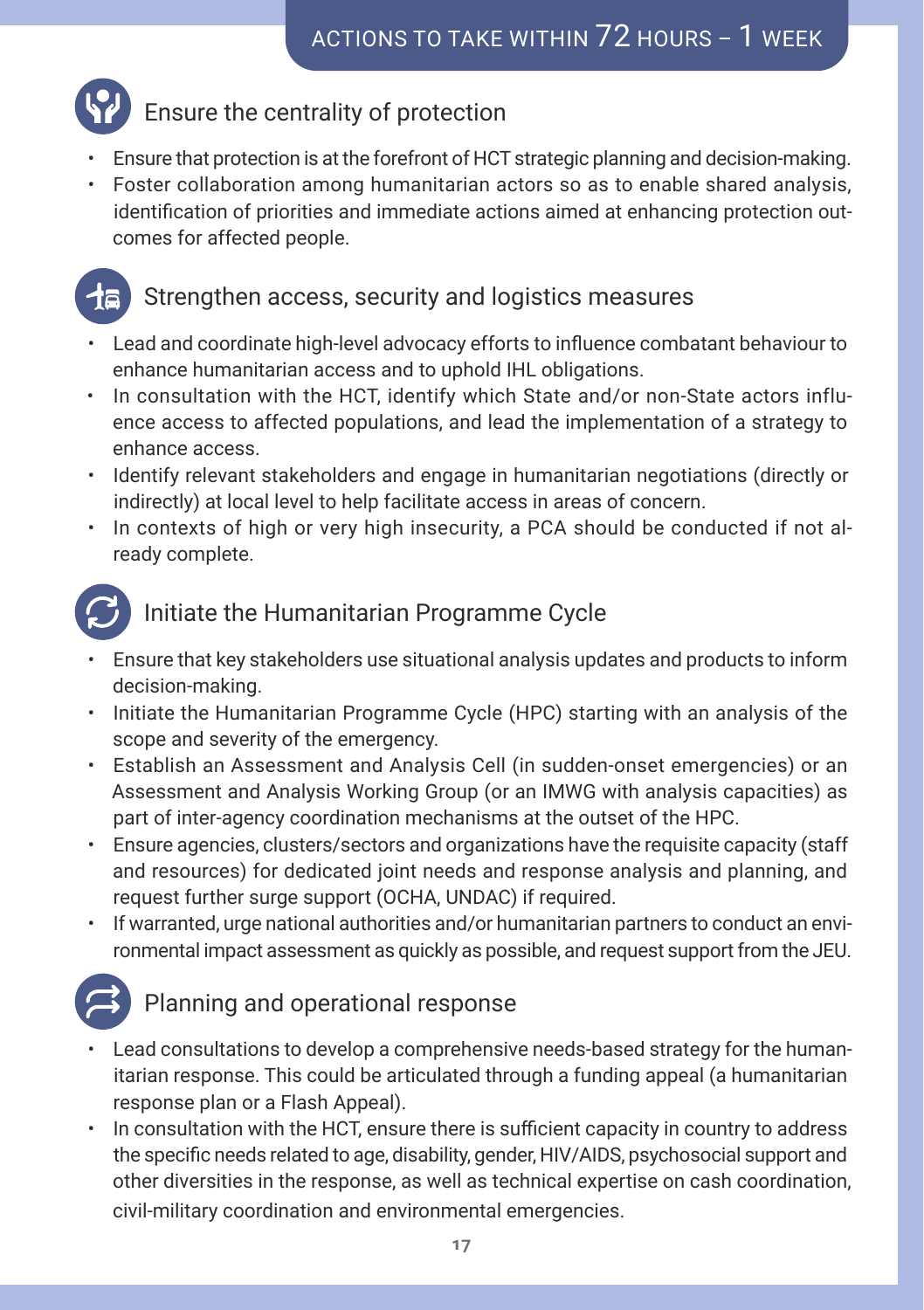## ACTIONS TO TAKE WITHIN 72 HOURS – 1 WEEK

### Ensure the centrality of protection

- Ensure that protection is at the forefront of HCT strategic planning and decision-making.
- Foster collaboration among humanitarian actors so as to enable shared analysis, identification of priorities and immediate actions aimed at enhancing protection outcomes for affected people.

### Strengthen access, security and logistics measures

- Lead and coordinate high-level advocacy efforts to influence combatant behaviour to enhance humanitarian access and to uphold IHL obligations.
- In consultation with the HCT, identify which State and/or non-State actors influence access to affected populations, and lead the implementation of a strategy to enhance access.
- Identify relevant stakeholders and engage in humanitarian negotiations (directly or indirectly) at local level to help facilitate access in areas of concern.
- In contexts of high or very high insecurity, a PCA should be conducted if not already complete.

### Initiate the Humanitarian Programme Cycle

- Ensure that key stakeholders use situational analysis updates and products to inform decision-making.
- Initiate the Humanitarian Programme Cycle (HPC) starting with an analysis of the scope and severity of the emergency.
- Establish an Assessment and Analysis Cell (in sudden-onset emergencies) or an Assessment and Analysis Working Group (or an IMWG with analysis capacities) as part of inter-agency coordination mechanisms at the outset of the HPC.
- Ensure agencies, clusters/sectors and organizations have the requisite capacity (staff and resources) for dedicated joint needs and response analysis and planning, and request further surge support (OCHA, UNDAC) if required.
- If warranted, urge national authorities and/or humanitarian partners to conduct an environmental impact assessment as quickly as possible, and request support from the JEU.

### Planning and operational response

- Lead consultations to develop a comprehensive needs-based strategy for the humanitarian response. This could be articulated through a funding appeal (a humanitarian response plan or a Flash Appeal).
- In consultation with the HCT, ensure there is sufficient capacity in country to address the specific needs related to age, disability, gender, HIV/AIDS, psychosocial support and other diversities in the response, as well as technical expertise on cash coordination, civil-military coordination and environmental emergencies.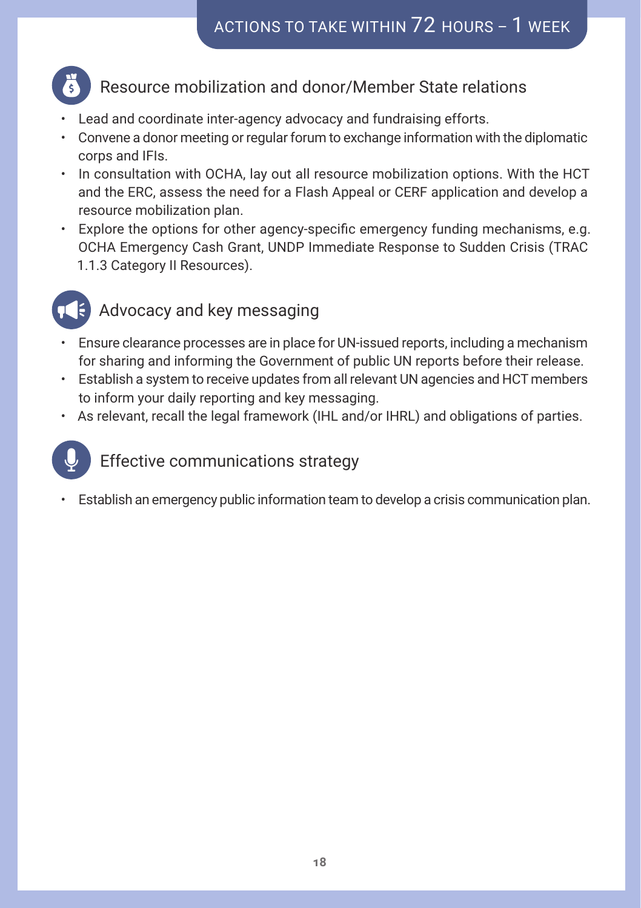## ACTIONS TO TAKE WITHIN 72 HOURS – 1 WEEK

### Resource mobilization and donor/Member State relations

- Lead and coordinate inter-agency advocacy and fundraising efforts.
- Convene a donor meeting or regular forum to exchange information with the diplomatic corps and IFIs.
- In consultation with OCHA, lay out all resource mobilization options. With the HCT and the ERC, assess the need for a Flash Appeal or CERF application and develop a resource mobilization plan.
- Explore the options for other agency-specific emergency funding mechanisms, e.g. OCHA Emergency Cash Grant, UNDP Immediate Response to Sudden Crisis (TRAC 1.1.3 Category II Resources).

### Advocacy and key messaging

- Ensure clearance processes are in place for UN-issued reports, including a mechanism for sharing and informing the Government of public UN reports before their release.
- Establish a system to receive updates from all relevant UN agencies and HCT members to inform your daily reporting and key messaging.
- As relevant, recall the legal framework (IHL and/or IHRL) and obligations of parties.

### Effective communications strategy

- Establish an emergency public information team to develop a crisis communication plan.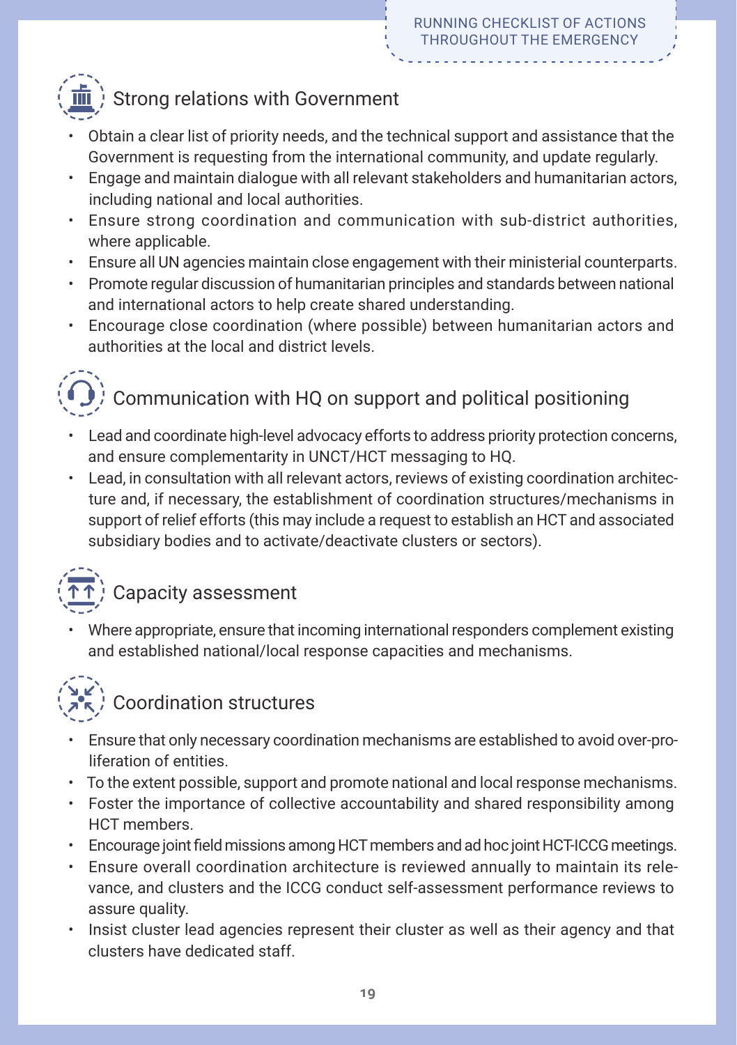RUNNING CHECKLIST OF ACTIONS THROUGHOUT THE EMERGENCY

## Strong relations with Government

- Obtain a clear list of priority needs, and the technical support and assistance that the Government is requesting from the international community, and update regularly.
- Engage and maintain dialogue with all relevant stakeholders and humanitarian actors, including national and local authorities.
- Ensure strong coordination and communication with sub-district authorities, where applicable.
- Ensure all UN agencies maintain close engagement with their ministerial counterparts.
- Promote regular discussion of humanitarian principles and standards between national and international actors to help create shared understanding.
- Encourage close coordination (where possible) between humanitarian actors and authorities at the local and district levels.

## Communication with HQ on support and political positioning

- Lead and coordinate high-level advocacy efforts to address priority protection concerns, and ensure complementarity in UNCT/HCT messaging to HQ.
- Lead, in consultation with all relevant actors, reviews of existing coordination architecture and, if necessary, the establishment of coordination structures/mechanisms in support of relief efforts (this may include a request to establish an HCT and associated subsidiary bodies and to activate/deactivate clusters or sectors).

## Capacity assessment

- Where appropriate, ensure that incoming international responders complement existing and established national/local response capacities and mechanisms.

## Coordination structures

- Ensure that only necessary coordination mechanisms are established to avoid over-proliferation of entities.
- To the extent possible, support and promote national and local response mechanisms.
- Foster the importance of collective accountability and shared responsibility among HCT members.
- Encourage joint field missions among HCT members and ad hoc joint HCT-ICCG meetings.
- Ensure overall coordination architecture is reviewed annually to maintain its relevance, and clusters and the ICCG conduct self-assessment performance reviews to assure quality.
- Insist cluster lead agencies represent their cluster as well as their agency and that clusters have dedicated staff.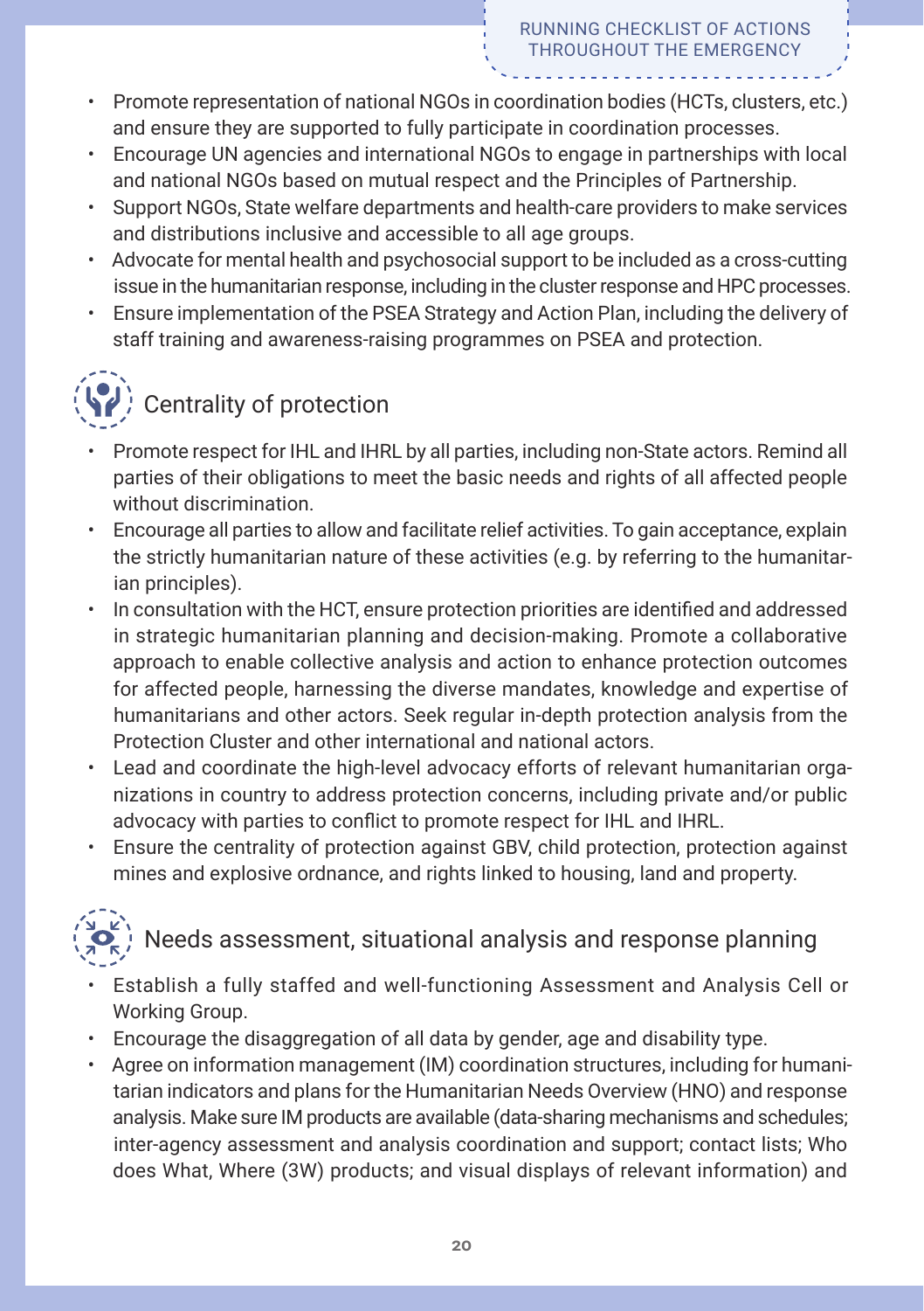- Promote representation of national NGOs in coordination bodies (HCTs, clusters, etc.) and ensure they are supported to fully participate in coordination processes.
- Encourage UN agencies and international NGOs to engage in partnerships with local and national NGOs based on mutual respect and the Principles of Partnership.
- Support NGOs, State welfare departments and health-care providers to make services and distributions inclusive and accessible to all age groups.
- Advocate for mental health and psychosocial support to be included as a cross-cutting issue in the humanitarian response, including in the cluster response and HPC processes.
- Ensure implementation of the PSEA Strategy and Action Plan, including the delivery of staff training and awareness-raising programmes on PSEA and protection.

## Centrality of protection

- Promote respect for IHL and IHRL by all parties, including non-State actors. Remind all parties of their obligations to meet the basic needs and rights of all affected people without discrimination.
- Encourage all parties to allow and facilitate relief activities. To gain acceptance, explain the strictly humanitarian nature of these activities (e.g. by referring to the humanitarian principles).
- In consultation with the HCT, ensure protection priorities are identified and addressed in strategic humanitarian planning and decision-making. Promote a collaborative approach to enable collective analysis and action to enhance protection outcomes for affected people, harnessing the diverse mandates, knowledge and expertise of humanitarians and other actors. Seek regular in-depth protection analysis from the Protection Cluster and other international and national actors.
- Lead and coordinate the high-level advocacy efforts of relevant humanitarian organizations in country to address protection concerns, including private and/or public advocacy with parties to conflict to promote respect for IHL and IHRL.
- Ensure the centrality of protection against GBV, child protection, protection against mines and explosive ordnance, and rights linked to housing, land and property.

## Needs assessment, situational analysis and response planning

- Establish a fully staffed and well-functioning Assessment and Analysis Cell or Working Group.
- Encourage the disaggregation of all data by gender, age and disability type.
- Agree on information management (IM) coordination structures, including for humanitarian indicators and plans for the Humanitarian Needs Overview (HNO) and response analysis. Make sure IM products are available (data-sharing mechanisms and schedules; inter-agency assessment and analysis coordination and support; contact lists; Who does What, Where (3W) products; and visual displays of relevant information) and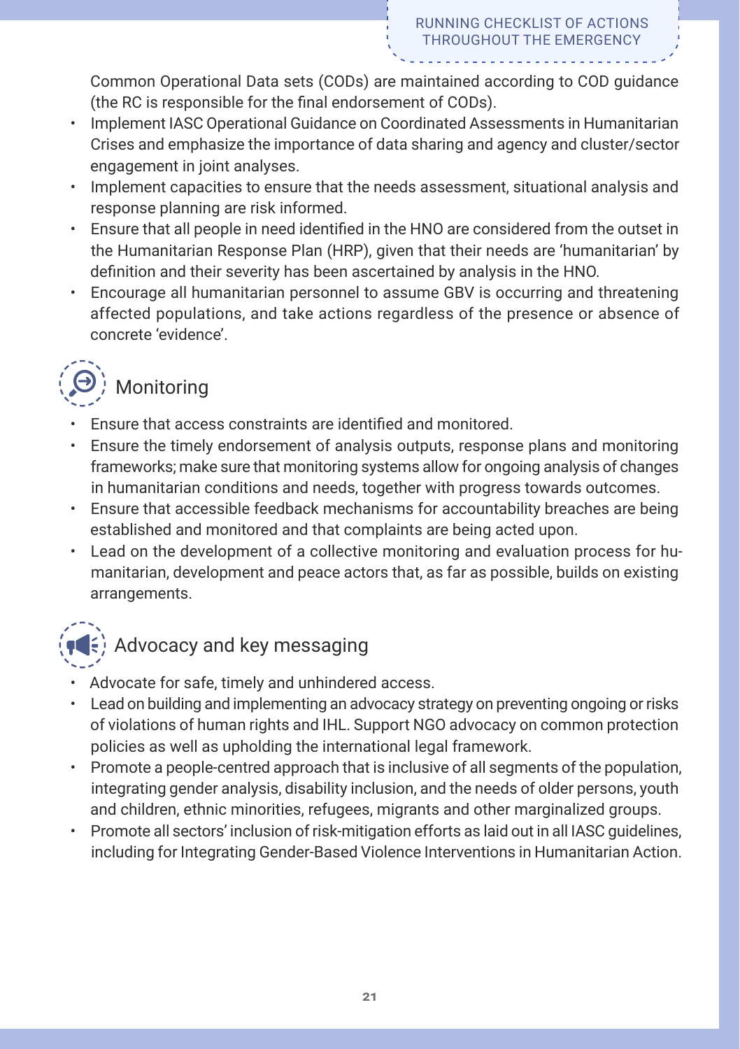Common Operational Data sets (CODs) are maintained according to COD guidance (the RC is responsible for the final endorsement of CODs).

- Implement IASC Operational Guidance on Coordinated Assessments in Humanitarian Crises and emphasize the importance of data sharing and agency and cluster/sector engagement in joint analyses.
- Implement capacities to ensure that the needs assessment, situational analysis and response planning are risk informed.
- Ensure that all people in need identified in the HNO are considered from the outset in the Humanitarian Response Plan (HRP), given that their needs are 'humanitarian' by definition and their severity has been ascertained by analysis in the HNO.
- Encourage all humanitarian personnel to assume GBV is occurring and threatening affected populations, and take actions regardless of the presence or absence of concrete 'evidence'.

## Monitoring

- Ensure that access constraints are identified and monitored.
- Ensure the timely endorsement of analysis outputs, response plans and monitoring frameworks; make sure that monitoring systems allow for ongoing analysis of changes in humanitarian conditions and needs, together with progress towards outcomes.
- Ensure that accessible feedback mechanisms for accountability breaches are being established and monitored and that complaints are being acted upon.
- Lead on the development of a collective monitoring and evaluation process for humanitarian, development and peace actors that, as far as possible, builds on existing arrangements.

## Advocacy and key messaging

- Advocate for safe, timely and unhindered access.
- Lead on building and implementing an advocacy strategy on preventing ongoing or risks of violations of human rights and IHL. Support NGO advocacy on common protection policies as well as upholding the international legal framework.
- Promote a people-centred approach that is inclusive of all segments of the population, integrating gender analysis, disability inclusion, and the needs of older persons, youth and children, ethnic minorities, refugees, migrants and other marginalized groups.
- Promote all sectors' inclusion of risk-mitigation efforts as laid out in all IASC guidelines, including for Integrating Gender-Based Violence Interventions in Humanitarian Action.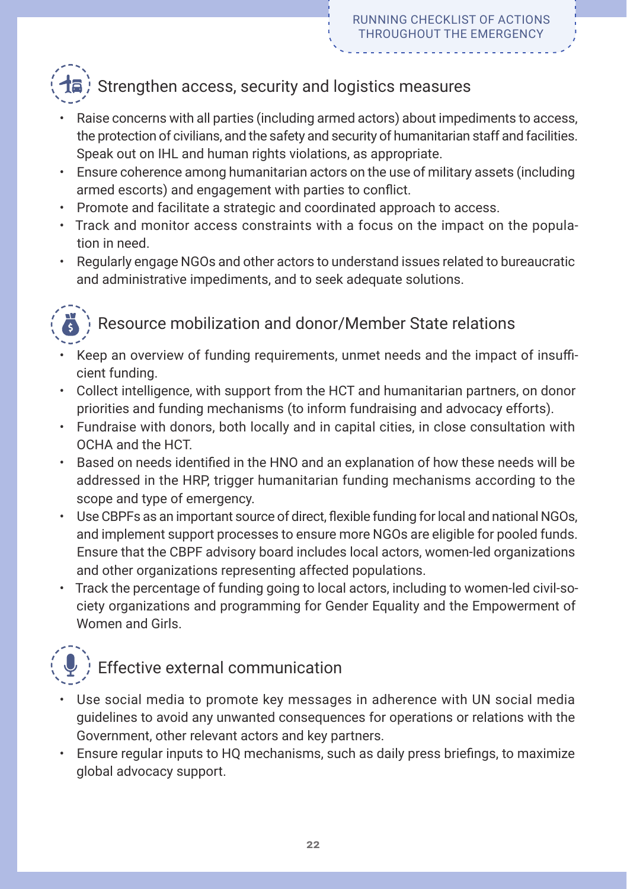## Strengthen access, security and logistics measures

- Raise concerns with all parties (including armed actors) about impediments to access, the protection of civilians, and the safety and security of humanitarian staff and facilities. Speak out on IHL and human rights violations, as appropriate.
- Ensure coherence among humanitarian actors on the use of military assets (including armed escorts) and engagement with parties to conflict.
- Promote and facilitate a strategic and coordinated approach to access.
- Track and monitor access constraints with a focus on the impact on the population in need.
- Regularly engage NGOs and other actors to understand issues related to bureaucratic and administrative impediments, and to seek adequate solutions.

## Resource mobilization and donor/Member State relations

- Keep an overview of funding requirements, unmet needs and the impact of insufficient funding.
- Collect intelligence, with support from the HCT and humanitarian partners, on donor priorities and funding mechanisms (to inform fundraising and advocacy efforts).
- Fundraise with donors, both locally and in capital cities, in close consultation with OCHA and the HCT.
- Based on needs identified in the HNO and an explanation of how these needs will be addressed in the HRP, trigger humanitarian funding mechanisms according to the scope and type of emergency.
- Use CBPFs as an important source of direct, flexible funding for local and national NGOs, and implement support processes to ensure more NGOs are eligible for pooled funds. Ensure that the CBPF advisory board includes local actors, women-led organizations and other organizations representing affected populations.
- Track the percentage of funding going to local actors, including to women-led civil-society organizations and programming for Gender Equality and the Empowerment of Women and Girls.

## Effective external communication

- Use social media to promote key messages in adherence with UN social media guidelines to avoid any unwanted consequences for operations or relations with the Government, other relevant actors and key partners.
- Ensure regular inputs to HQ mechanisms, such as daily press briefings, to maximize global advocacy support.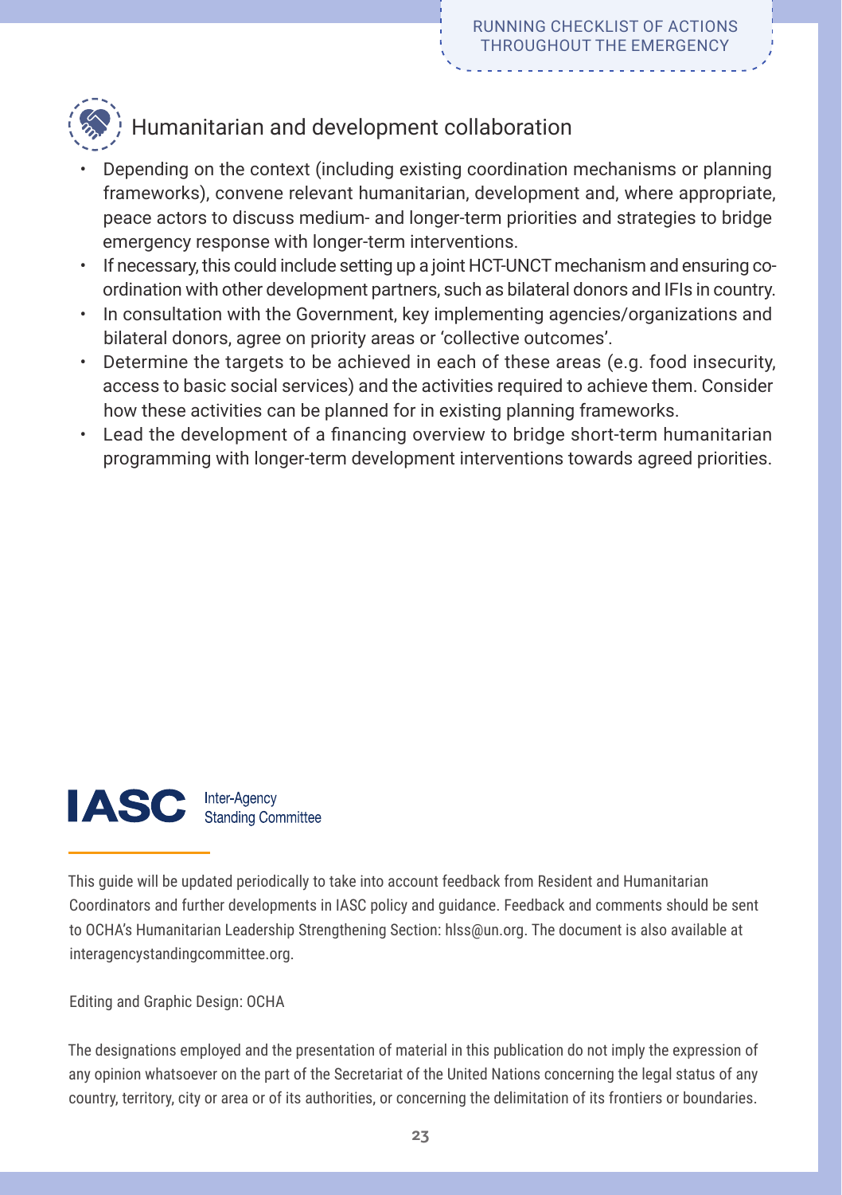## Humanitarian and development collaboration

- Depending on the context (including existing coordination mechanisms or planning frameworks), convene relevant humanitarian, development and, where appropriate, peace actors to discuss medium- and longer-term priorities and strategies to bridge emergency response with longer-term interventions.
- If necessary, this could include setting up a joint HCT-UNCT mechanism and ensuring co-ordination with other development partners, such as bilateral donors and IFIs in country.
- In consultation with the Government, key implementing agencies/organizations and bilateral donors, agree on priority areas or 'collective outcomes'.
- Determine the targets to be achieved in each of these areas (e.g. food insecurity, access to basic social services) and the activities required to achieve them. Consider how these activities can be planned for in existing planning frameworks.
- Lead the development of a financing overview to bridge short-term humanitarian programming with longer-term development interventions towards agreed priorities.

**IASC** Inter-Agency Standing Committee

This guide will be updated periodically to take into account feedback from Resident and Humanitarian Coordinators and further developments in IASC policy and guidance. Feedback and comments should be sent to OCHA's Humanitarian Leadership Strengthening Section: hlss@un.org. The document is also available at interagencystandingcommittee.org.

Editing and Graphic Design: OCHA

The designations employed and the presentation of material in this publication do not imply the expression of any opinion whatsoever on the part of the Secretariat of the United Nations concerning the legal status of any country, territory, city or area or of its authorities, or concerning the delimitation of its frontiers or boundaries.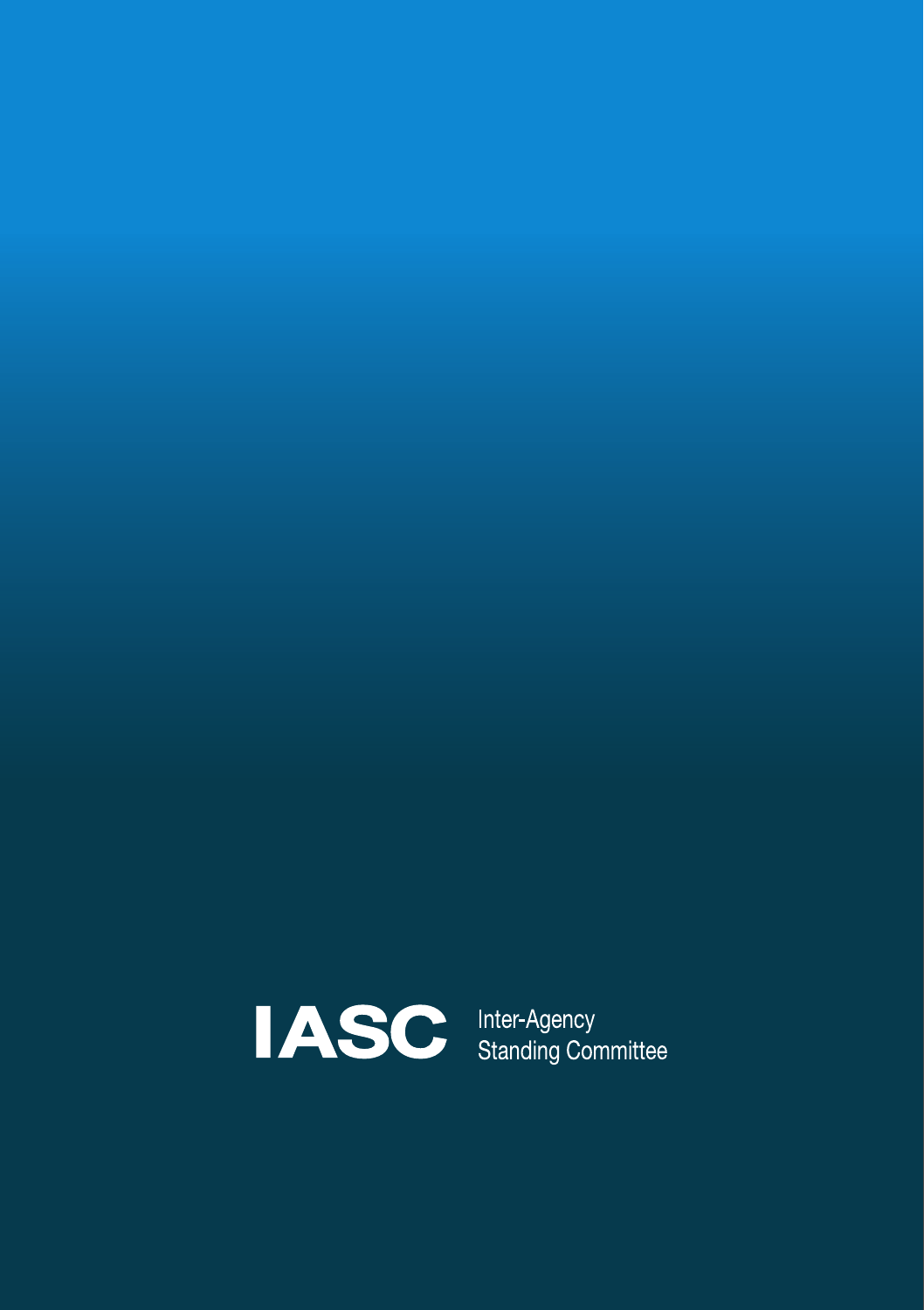IASC Inter-Agency Standing Committee